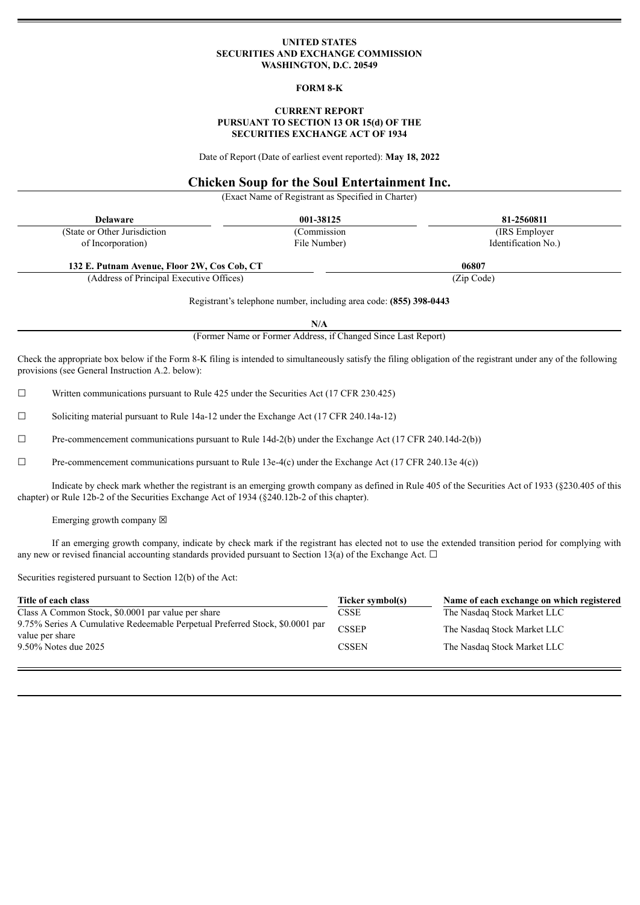**UNITED STATES**
**SECURITIES AND EXCHANGE COMMISSION**
**WASHINGTON, D.C. 20549**

**FORM 8-K**

**CURRENT REPORT**
**PURSUANT TO SECTION 13 OR 15(d) OF THE**
**SECURITIES EXCHANGE ACT OF 1934**

Date of Report (Date of earliest event reported): **May 18, 2022**

# Chicken Soup for the Soul Entertainment Inc.

(Exact Name of Registrant as Specified in Charter)

| **Delaware** | **001-38125** | **81-2560811** |
|---|---|---|
| (State or Other Jurisdiction of Incorporation) | (Commission File Number) | (IRS Employer Identification No.) |

| **132 E. Putnam Avenue, Floor 2W, Cos Cob, CT** | **06807** |
|---|---|
| (Address of Principal Executive Offices) | (Zip Code) |

Registrant's telephone number, including area code: **(855) 398-0443**

**N/A**
(Former Name or Former Address, if Changed Since Last Report)

Check the appropriate box below if the Form 8-K filing is intended to simultaneously satisfy the filing obligation of the registrant under any of the following provisions (see General Instruction A.2. below):

☐ Written communications pursuant to Rule 425 under the Securities Act (17 CFR 230.425)

☐ Soliciting material pursuant to Rule 14a-12 under the Exchange Act (17 CFR 240.14a-12)

☐ Pre-commencement communications pursuant to Rule 14d-2(b) under the Exchange Act (17 CFR 240.14d-2(b))

☐ Pre-commencement communications pursuant to Rule 13e-4(c) under the Exchange Act (17 CFR 240.13e 4(c))

Indicate by check mark whether the registrant is an emerging growth company as defined in Rule 405 of the Securities Act of 1933 (§230.405 of this chapter) or Rule 12b-2 of the Securities Exchange Act of 1934 (§240.12b-2 of this chapter).

Emerging growth company ☒

If an emerging growth company, indicate by check mark if the registrant has elected not to use the extended transition period for complying with any new or revised financial accounting standards provided pursuant to Section 13(a) of the Exchange Act. ☐

Securities registered pursuant to Section 12(b) of the Act:

| Title of each class | Ticker symbol(s) | Name of each exchange on which registered |
|---|---|---|
| Class A Common Stock, $0.0001 par value per share | CSSE | The Nasdaq Stock Market LLC |
| 9.75% Series A Cumulative Redeemable Perpetual Preferred Stock, $0.0001 par value per share | CSSEP | The Nasdaq Stock Market LLC |
| 9.50% Notes due 2025 | CSSEN | The Nasdaq Stock Market LLC |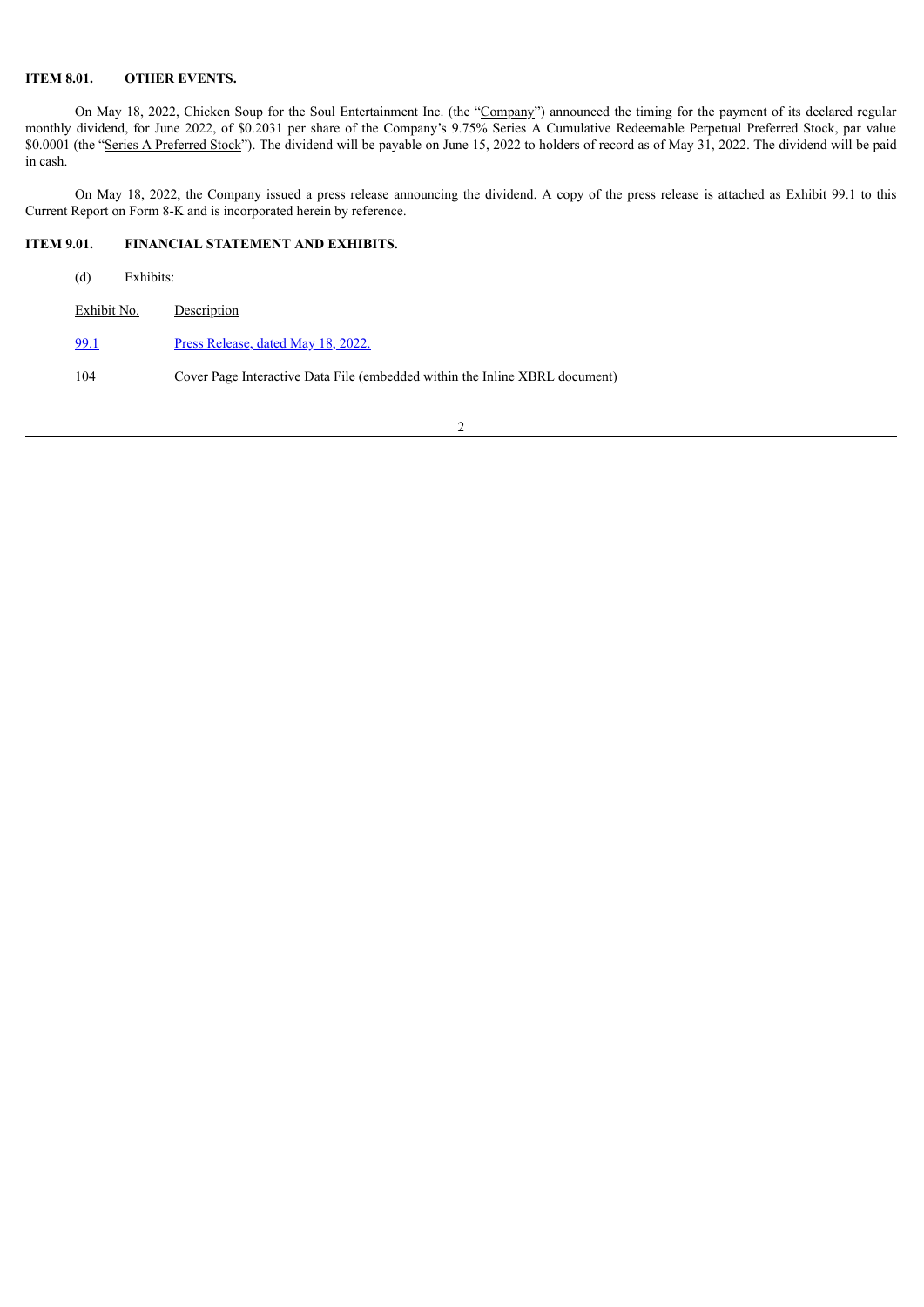## ITEM 8.01. OTHER EVENTS.

On May 18, 2022, Chicken Soup for the Soul Entertainment Inc. (the "Company") announced the timing for the payment of its declared regular monthly dividend, for June 2022, of $0.2031 per share of the Company's 9.75% Series A Cumulative Redeemable Perpetual Preferred Stock, par value $0.0001 (the "Series A Preferred Stock"). The dividend will be payable on June 15, 2022 to holders of record as of May 31, 2022. The dividend will be paid in cash.

On May 18, 2022, the Company issued a press release announcing the dividend. A copy of the press release is attached as Exhibit 99.1 to this Current Report on Form 8-K and is incorporated herein by reference.

## ITEM 9.01. FINANCIAL STATEMENT AND EXHIBITS.

(d) Exhibits:

| Exhibit No. | Description |
| --- | --- |
| 99.1 | Press Release, dated May 18, 2022. |
| 104 | Cover Page Interactive Data File (embedded within the Inline XBRL document) |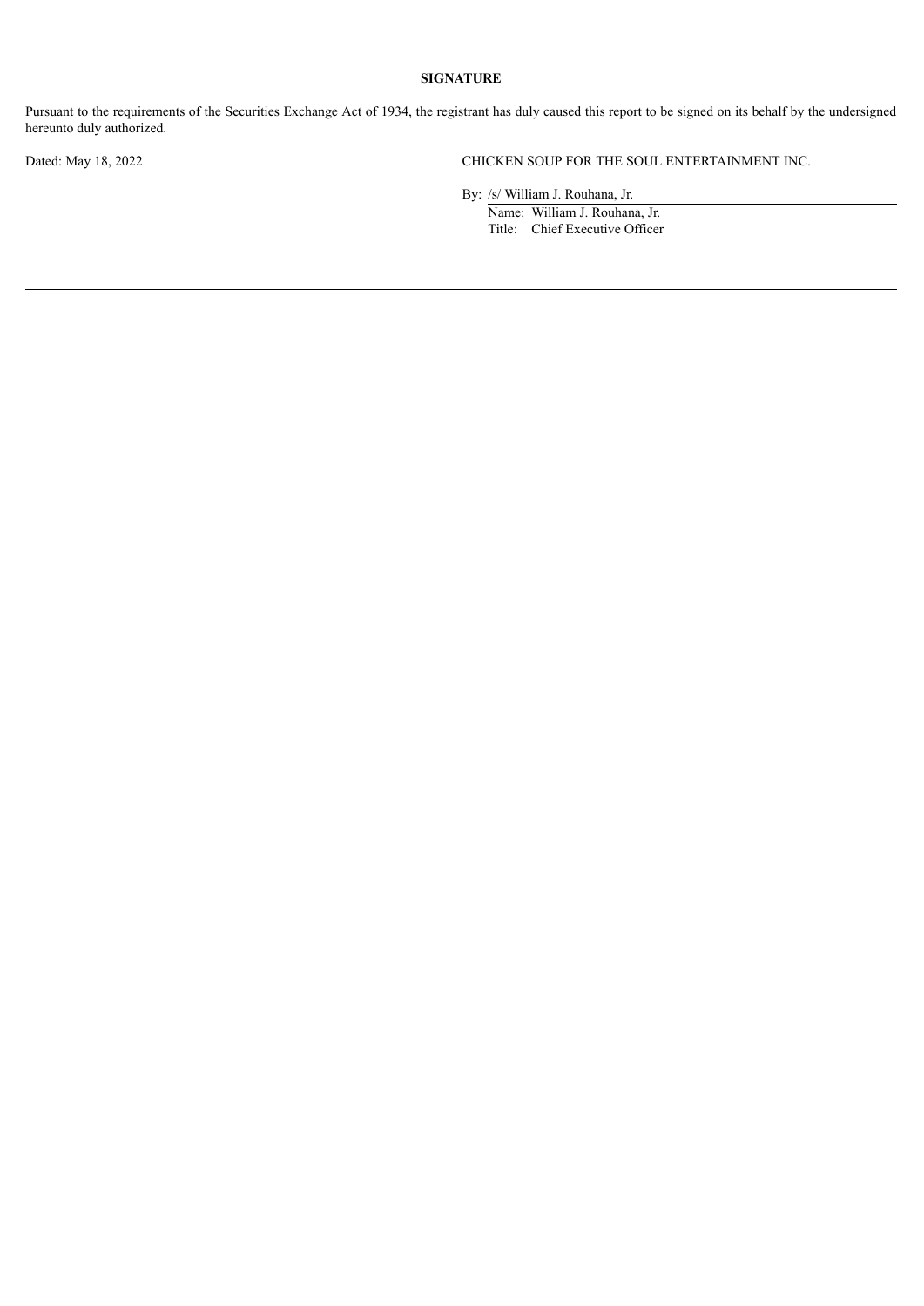**SIGNATURE**

Pursuant to the requirements of the Securities Exchange Act of 1934, the registrant has duly caused this report to be signed on its behalf by the undersigned hereunto duly authorized.

Dated: May 18, 2022

CHICKEN SOUP FOR THE SOUL ENTERTAINMENT INC.

By: /s/ William J. Rouhana, Jr.
Name: William J. Rouhana, Jr.
Title: Chief Executive Officer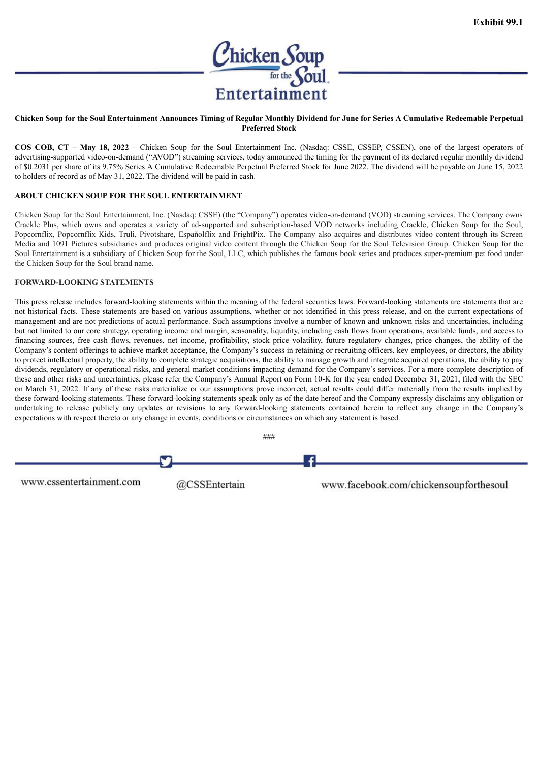Exhibit 99.1

**Chicken Soup for the Soul Entertainment Announces Timing of Regular Monthly Dividend for June for Series A Cumulative Redeemable Perpetual Preferred Stock**

**COS COB, CT – May 18, 2022** – Chicken Soup for the Soul Entertainment Inc. (Nasdaq: CSSE, CSSEP, CSSEN), one of the largest operators of advertising-supported video-on-demand ("AVOD") streaming services, today announced the timing for the payment of its declared regular monthly dividend of $0.2031 per share of its 9.75% Series A Cumulative Redeemable Perpetual Preferred Stock for June 2022. The dividend will be payable on June 15, 2022 to holders of record as of May 31, 2022. The dividend will be paid in cash.

**ABOUT CHICKEN SOUP FOR THE SOUL ENTERTAINMENT**

Chicken Soup for the Soul Entertainment, Inc. (Nasdaq: CSSE) (the "Company") operates video-on-demand (VOD) streaming services. The Company owns Crackle Plus, which owns and operates a variety of ad-supported and subscription-based VOD networks including Crackle, Chicken Soup for the Soul, Popcornflix, Popcornflix Kids, Truli, Pivotshare, Españolflix and FrightPix. The Company also acquires and distributes video content through its Screen Media and 1091 Pictures subsidiaries and produces original video content through the Chicken Soup for the Soul Television Group. Chicken Soup for the Soul Entertainment is a subsidiary of Chicken Soup for the Soul, LLC, which publishes the famous book series and produces super-premium pet food under the Chicken Soup for the Soul brand name.

**FORWARD-LOOKING STATEMENTS**

This press release includes forward-looking statements within the meaning of the federal securities laws. Forward-looking statements are statements that are not historical facts. These statements are based on various assumptions, whether or not identified in this press release, and on the current expectations of management and are not predictions of actual performance. Such assumptions involve a number of known and unknown risks and uncertainties, including but not limited to our core strategy, operating income and margin, seasonality, liquidity, including cash flows from operations, available funds, and access to financing sources, free cash flows, revenues, net income, profitability, stock price volatility, future regulatory changes, price changes, the ability of the Company's content offerings to achieve market acceptance, the Company's success in retaining or recruiting officers, key employees, or directors, the ability to protect intellectual property, the ability to complete strategic acquisitions, the ability to manage growth and integrate acquired operations, the ability to pay dividends, regulatory or operational risks, and general market conditions impacting demand for the Company's services. For a more complete description of these and other risks and uncertainties, please refer the Company's Annual Report on Form 10-K for the year ended December 31, 2021, filed with the SEC on March 31, 2022. If any of these risks materialize or our assumptions prove incorrect, actual results could differ materially from the results implied by these forward-looking statements. These forward-looking statements speak only as of the date hereof and the Company expressly disclaims any obligation or undertaking to release publicly any updates or revisions to any forward-looking statements contained herein to reflect any change in the Company's expectations with respect thereto or any change in events, conditions or circumstances on which any statement is based.

###

www.cssentertainment.com @CSSEntertain www.facebook.com/chickensoupforthesoul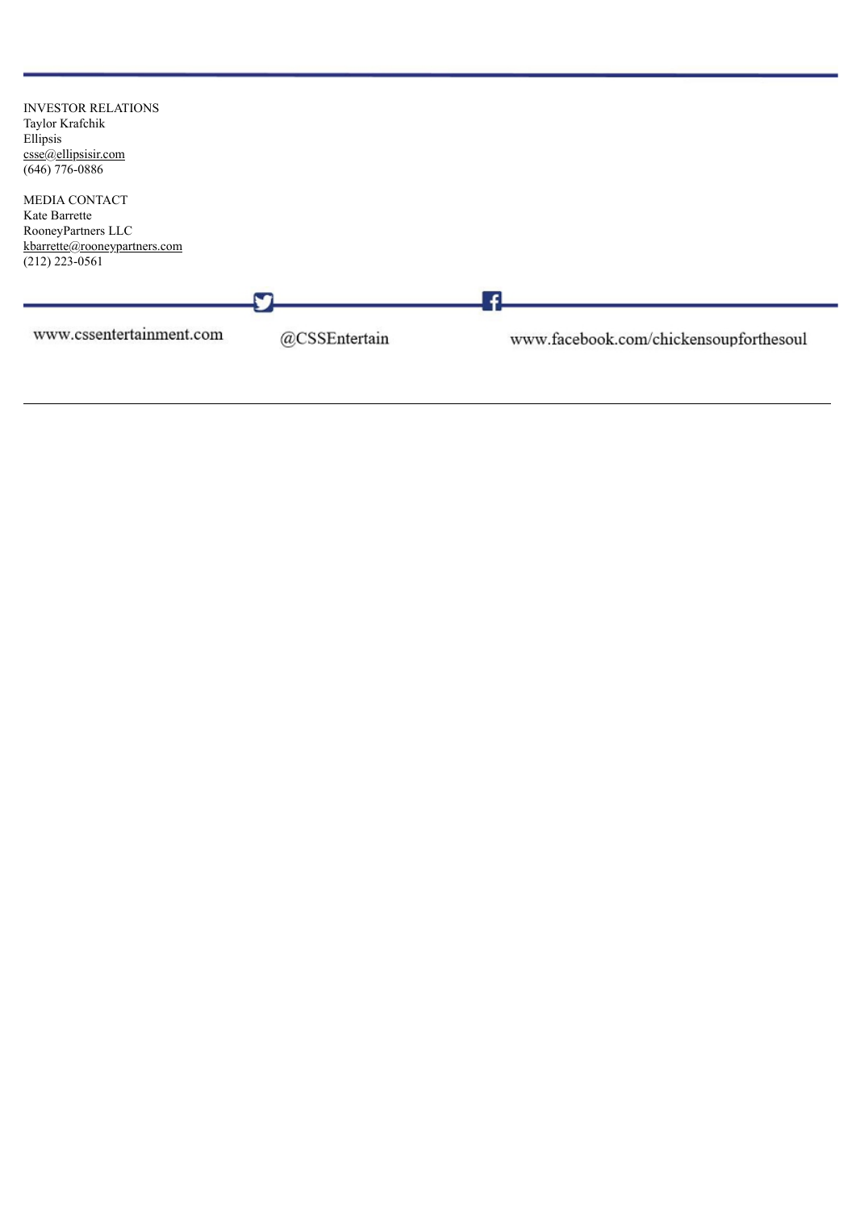INVESTOR RELATIONS
Taylor Krafchik
Ellipsis
csse@ellipsisir.com
(646) 776-0886

MEDIA CONTACT
Kate Barrette
RooneyPartners LLC
kbarrette@rooneypartners.com
(212) 223-0561

www.cssentertainment.com

@CSSEntertain

www.facebook.com/chickensoupforthesoul